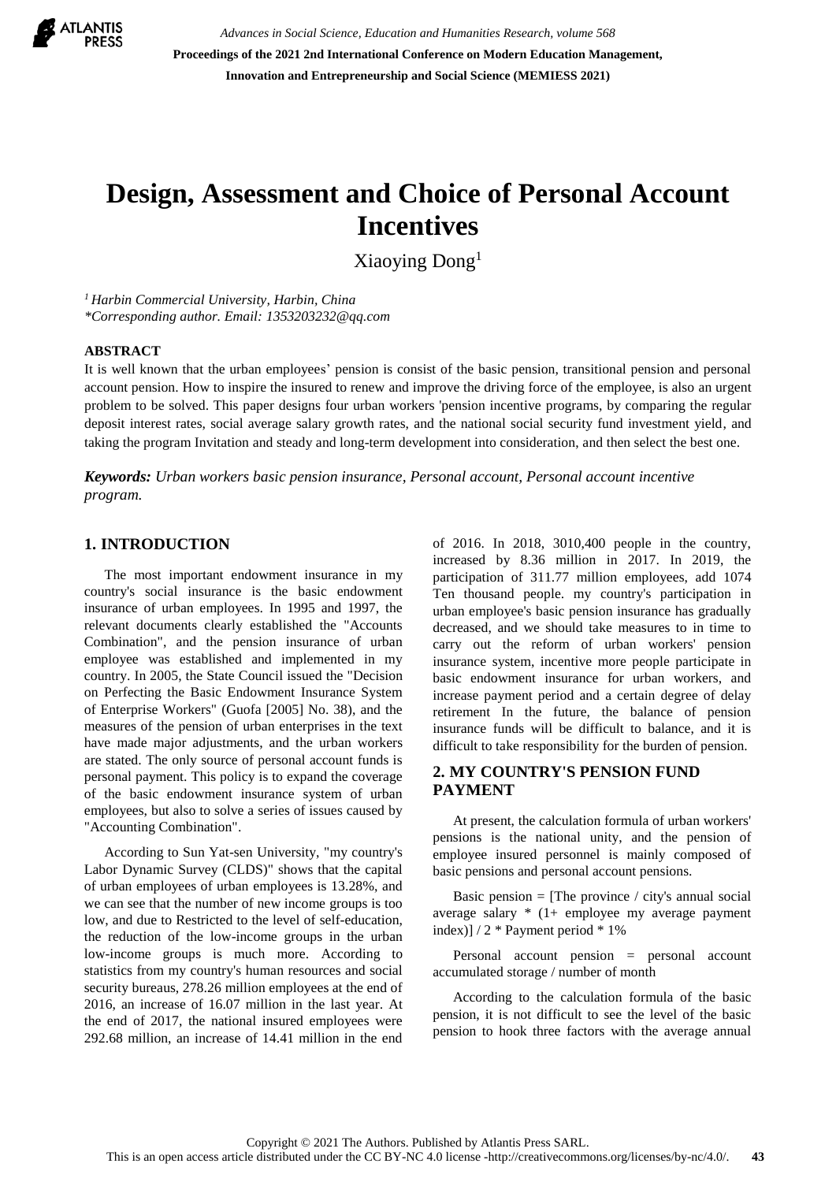# Design, Assessment and Choice of Personal Account Incentives

Xiaoying Dong[1]

[1] *Harbin Commercial University, Harbin, China*
*\*Corresponding author. Email: 1353203232@qq.com*

**ABSTRACT**

It is well known that the urban employees' pension is consist of the basic pension, transitional pension and personal account pension. How to inspire the insured to renew and improve the driving force of the employee, is also an urgent problem to be solved. This paper designs four urban workers 'pension incentive programs, by comparing the regular deposit interest rates, social average salary growth rates, and the national social security fund investment yield, and taking the program Invitation and steady and long-term development into consideration, and then select the best one.

***Keywords:*** *Urban workers basic pension insurance, Personal account, Personal account incentive program.*

## 1. INTRODUCTION

The most important endowment insurance in my country's social insurance is the basic endowment insurance of urban employees. In 1995 and 1997, the relevant documents clearly established the "Accounts Combination", and the pension insurance of urban employee was established and implemented in my country. In 2005, the State Council issued the "Decision on Perfecting the Basic Endowment Insurance System of Enterprise Workers" (Guofa [2005] No. 38), and the measures of the pension of urban enterprises in the text have made major adjustments, and the urban workers are stated. The only source of personal account funds is personal payment. This policy is to expand the coverage of the basic endowment insurance system of urban employees, but also to solve a series of issues caused by "Accounting Combination".

According to Sun Yat-sen University, "my country's Labor Dynamic Survey (CLDS)" shows that the capital of urban employees of urban employees is 13.28%, and we can see that the number of new income groups is too low, and due to Restricted to the level of self-education, the reduction of the low-income groups in the urban low-income groups is much more. According to statistics from my country's human resources and social security bureaus, 278.26 million employees at the end of 2016, an increase of 16.07 million in the last year. At the end of 2017, the national insured employees were 292.68 million, an increase of 14.41 million in the end of 2016. In 2018, 3010,400 people in the country, increased by 8.36 million in 2017. In 2019, the participation of 311.77 million employees, add 1074 Ten thousand people. my country's participation in urban employee's basic pension insurance has gradually decreased, and we should take measures to in time to carry out the reform of urban workers' pension insurance system, incentive more people participate in basic endowment insurance for urban workers, and increase payment period and a certain degree of delay retirement In the future, the balance of pension insurance funds will be difficult to balance, and it is difficult to take responsibility for the burden of pension.

## 2. MY COUNTRY'S PENSION FUND PAYMENT

At present, the calculation formula of urban workers' pensions is the national unity, and the pension of employee insured personnel is mainly composed of basic pensions and personal account pensions.

Basic pension = [The province / city's annual social average salary * (1+ employee my average payment index)] / 2 * Payment period * 1%

Personal account pension = personal account accumulated storage / number of month

According to the calculation formula of the basic pension, it is not difficult to see the level of the basic pension to hook three factors with the average annual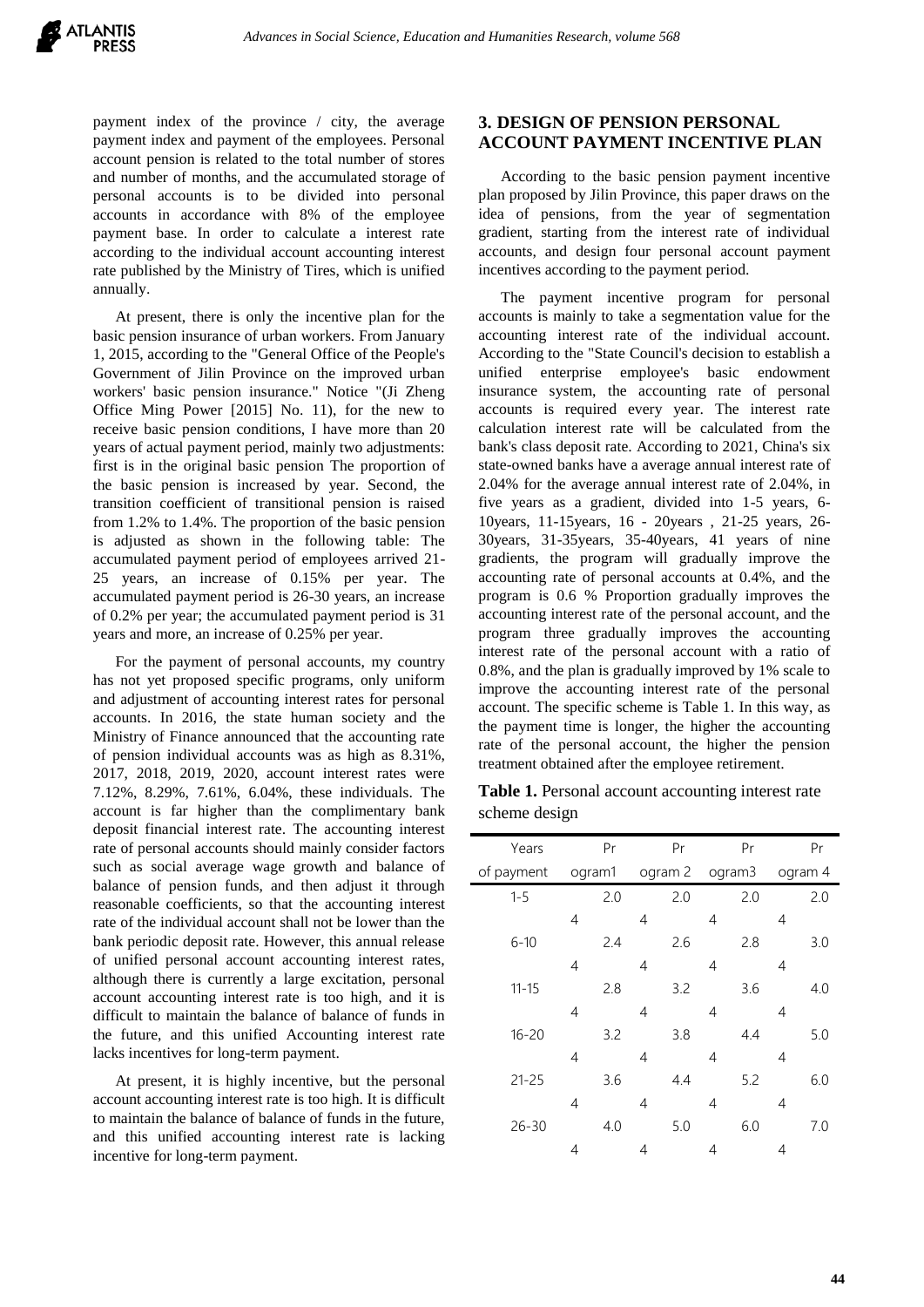payment index of the province / city, the average payment index and payment of the employees. Personal account pension is related to the total number of stores and number of months, and the accumulated storage of personal accounts is to be divided into personal accounts in accordance with 8% of the employee payment base. In order to calculate a interest rate according to the individual account accounting interest rate published by the Ministry of Tires, which is unified annually.

At present, there is only the incentive plan for the basic pension insurance of urban workers. From January 1, 2015, according to the "General Office of the People's Government of Jilin Province on the improved urban workers' basic pension insurance." Notice "(Ji Zheng Office Ming Power [2015] No. 11), for the new to receive basic pension conditions, I have more than 20 years of actual payment period, mainly two adjustments: first is in the original basic pension The proportion of the basic pension is increased by year. Second, the transition coefficient of transitional pension is raised from 1.2% to 1.4%. The proportion of the basic pension is adjusted as shown in the following table: The accumulated payment period of employees arrived 21-25 years, an increase of 0.15% per year. The accumulated payment period is 26-30 years, an increase of 0.2% per year; the accumulated payment period is 31 years and more, an increase of 0.25% per year.

For the payment of personal accounts, my country has not yet proposed specific programs, only uniform and adjustment of accounting interest rates for personal accounts. In 2016, the state human society and the Ministry of Finance announced that the accounting rate of pension individual accounts was as high as 8.31%, 2017, 2018, 2019, 2020, account interest rates were 7.12%, 8.29%, 7.61%, 6.04%, these individuals. The account is far higher than the complimentary bank deposit financial interest rate. The accounting interest rate of personal accounts should mainly consider factors such as social average wage growth and balance of balance of pension funds, and then adjust it through reasonable coefficients, so that the accounting interest rate of the individual account shall not be lower than the bank periodic deposit rate. However, this annual release of unified personal account accounting interest rates, although there is currently a large excitation, personal account accounting interest rate is too high, and it is difficult to maintain the balance of balance of funds in the future, and this unified Accounting interest rate lacks incentives for long-term payment.

At present, it is highly incentive, but the personal account accounting interest rate is too high. It is difficult to maintain the balance of balance of funds in the future, and this unified accounting interest rate is lacking incentive for long-term payment.

## 3. DESIGN OF PENSION PERSONAL ACCOUNT PAYMENT INCENTIVE PLAN

According to the basic pension payment incentive plan proposed by Jilin Province, this paper draws on the idea of pensions, from the year of segmentation gradient, starting from the interest rate of individual accounts, and design four personal account payment incentives according to the payment period.

The payment incentive program for personal accounts is mainly to take a segmentation value for the accounting interest rate of the individual account. According to the "State Council's decision to establish a unified enterprise employee's basic endowment insurance system, the accounting rate of personal accounts is required every year. The interest rate calculation interest rate will be calculated from the bank's class deposit rate. According to 2021, China's six state-owned banks have a average annual interest rate of 2.04% for the average annual interest rate of 2.04%, in five years as a gradient, divided into 1-5 years, 6-10years, 11-15years, 16 - 20years , 21-25 years, 26-30years, 31-35years, 35-40years, 41 years of nine gradients, the program will gradually improve the accounting rate of personal accounts at 0.4%, and the program is 0.6 % Proportion gradually improves the accounting interest rate of the personal account, and the program three gradually improves the accounting interest rate of the personal account with a ratio of 0.8%, and the plan is gradually improved by 1% scale to improve the accounting interest rate of the personal account. The specific scheme is Table 1. In this way, as the payment time is longer, the higher the accounting rate of the personal account, the higher the pension treatment obtained after the employee retirement.

**Table 1.** Personal account accounting interest rate scheme design

| Years of payment | Program1 | Program 2 | Program3 | Program 4 |
|---|---|---|---|---|
| 1-5 | 2.04 | 2.04 | 2.04 | 2.04 |
| 6-10 | 2.44 | 2.64 | 2.84 | 3.04 |
| 11-15 | 2.84 | 3.24 | 3.64 | 4.04 |
| 16-20 | 3.24 | 3.84 | 4.44 | 5.04 |
| 21-25 | 3.64 | 4.44 | 5.24 | 6.04 |
| 26-30 | 4.04 | 5.04 | 6.04 | 7.04 |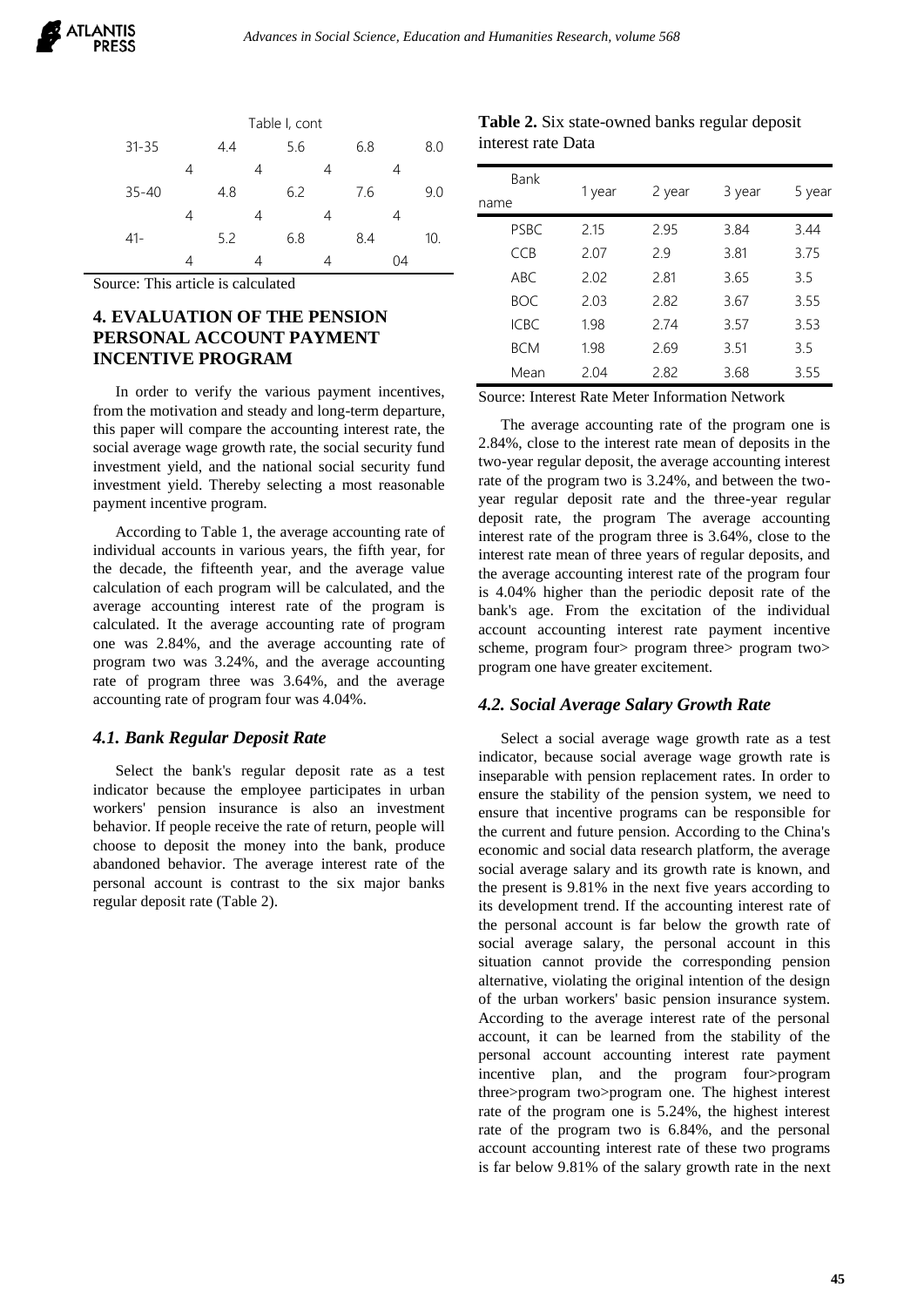Table I, cont

| | | | | |
|---|---|---|---|---|
| 31-35 | 4.44 | 5.64 | 6.84 | 8.04 |
| 35-40 | 4.84 | 6.24 | 7.64 | 9.04 |
| 41- | 5.24 | 6.84 | 8.44 | 10.04 |

Source: This article is calculated

## 4. EVALUATION OF THE PENSION PERSONAL ACCOUNT PAYMENT INCENTIVE PROGRAM

In order to verify the various payment incentives, from the motivation and steady and long-term departure, this paper will compare the accounting interest rate, the social average wage growth rate, the social security fund investment yield, and the national social security fund investment yield. Thereby selecting a most reasonable payment incentive program.

According to Table 1, the average accounting rate of individual accounts in various years, the fifth year, for the decade, the fifteenth year, and the average value calculation of each program will be calculated, and the average accounting interest rate of the program is calculated. It the average accounting rate of program one was 2.84%, and the average accounting rate of program two was 3.24%, and the average accounting rate of program three was 3.64%, and the average accounting rate of program four was 4.04%.

### *4.1. Bank Regular Deposit Rate*

Select the bank's regular deposit rate as a test indicator because the employee participates in urban workers' pension insurance is also an investment behavior. If people receive the rate of return, people will choose to deposit the money into the bank, produce abandoned behavior. The average interest rate of the personal account is contrast to the six major banks regular deposit rate (Table 2).

**Table 2.** Six state-owned banks regular deposit interest rate Data

| Bank name | 1 year | 2 year | 3 year | 5 year |
|---|---|---|---|---|
| PSBC | 2.15 | 2.95 | 3.84 | 3.44 |
| CCB | 2.07 | 2.9 | 3.81 | 3.75 |
| ABC | 2.02 | 2.81 | 3.65 | 3.5 |
| BOC | 2.03 | 2.82 | 3.67 | 3.55 |
| ICBC | 1.98 | 2.74 | 3.57 | 3.53 |
| BCM | 1.98 | 2.69 | 3.51 | 3.5 |
| Mean | 2.04 | 2.82 | 3.68 | 3.55 |

Source: Interest Rate Meter Information Network

The average accounting rate of the program one is 2.84%, close to the interest rate mean of deposits in the two-year regular deposit, the average accounting interest rate of the program two is 3.24%, and between the two-year regular deposit rate and the three-year regular deposit rate, the program The average accounting interest rate of the program three is 3.64%, close to the interest rate mean of three years of regular deposits, and the average accounting interest rate of the program four is 4.04% higher than the periodic deposit rate of the bank's age. From the excitation of the individual account accounting interest rate payment incentive scheme, program four> program three> program two> program one have greater excitement.

### *4.2. Social Average Salary Growth Rate*

Select a social average wage growth rate as a test indicator, because social average wage growth rate is inseparable with pension replacement rates. In order to ensure the stability of the pension system, we need to ensure that incentive programs can be responsible for the current and future pension. According to the China's economic and social data research platform, the average social average salary and its growth rate is known, and the present is 9.81% in the next five years according to its development trend. If the accounting interest rate of the personal account is far below the growth rate of social average salary, the personal account in this situation cannot provide the corresponding pension alternative, violating the original intention of the design of the urban workers' basic pension insurance system. According to the average interest rate of the personal account, it can be learned from the stability of the personal account accounting interest rate payment incentive plan, and the program four>program three>program two>program one. The highest interest rate of the program one is 5.24%, the highest interest rate of the program two is 6.84%, and the personal account accounting interest rate of these two programs is far below 9.81% of the salary growth rate in the next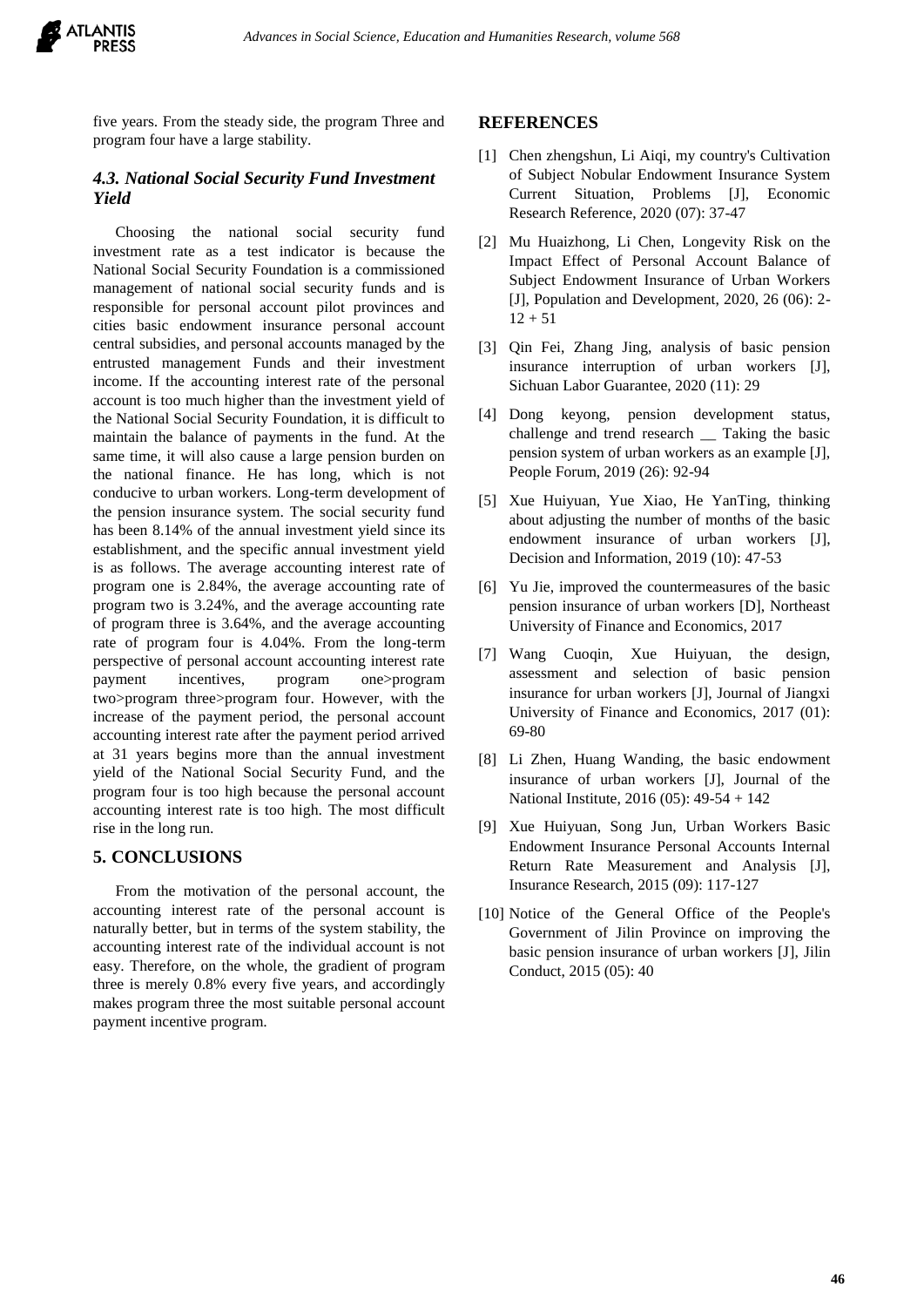five years. From the steady side, the program Three and program four have a large stability.

### *4.3. National Social Security Fund Investment Yield*

Choosing the national social security fund investment rate as a test indicator is because the National Social Security Foundation is a commissioned management of national social security funds and is responsible for personal account pilot provinces and cities basic endowment insurance personal account central subsidies, and personal accounts managed by the entrusted management Funds and their investment income. If the accounting interest rate of the personal account is too much higher than the investment yield of the National Social Security Foundation, it is difficult to maintain the balance of payments in the fund. At the same time, it will also cause a large pension burden on the national finance. He has long, which is not conducive to urban workers. Long-term development of the pension insurance system. The social security fund has been 8.14% of the annual investment yield since its establishment, and the specific annual investment yield is as follows. The average accounting interest rate of program one is 2.84%, the average accounting rate of program two is 3.24%, and the average accounting rate of program three is 3.64%, and the average accounting rate of program four is 4.04%. From the long-term perspective of personal account accounting interest rate payment incentives, program one>program two>program three>program four. However, with the increase of the payment period, the personal account accounting interest rate after the payment period arrived at 31 years begins more than the annual investment yield of the National Social Security Fund, and the program four is too high because the personal account accounting interest rate is too high. The most difficult rise in the long run.

## 5. CONCLUSIONS

From the motivation of the personal account, the accounting interest rate of the personal account is naturally better, but in terms of the system stability, the accounting interest rate of the individual account is not easy. Therefore, on the whole, the gradient of program three is merely 0.8% every five years, and accordingly makes program three the most suitable personal account payment incentive program.

## REFERENCES

[1] Chen zhengshun, Li Aiqi, my country's Cultivation of Subject Nobular Endowment Insurance System Current Situation, Problems [J], Economic Research Reference, 2020 (07): 37-47

[2] Mu Huaizhong, Li Chen, Longevity Risk on the Impact Effect of Personal Account Balance of Subject Endowment Insurance of Urban Workers [J], Population and Development, 2020, 26 (06): 2-12 + 51

[3] Qin Fei, Zhang Jing, analysis of basic pension insurance interruption of urban workers [J], Sichuan Labor Guarantee, 2020 (11): 29

[4] Dong keyong, pension development status, challenge and trend research __ Taking the basic pension system of urban workers as an example [J], People Forum, 2019 (26): 92-94

[5] Xue Huiyuan, Yue Xiao, He YanTing, thinking about adjusting the number of months of the basic endowment insurance of urban workers [J], Decision and Information, 2019 (10): 47-53

[6] Yu Jie, improved the countermeasures of the basic pension insurance of urban workers [D], Northeast University of Finance and Economics, 2017

[7] Wang Cuoqin, Xue Huiyuan, the design, assessment and selection of basic pension insurance for urban workers [J], Journal of Jiangxi University of Finance and Economics, 2017 (01): 69-80

[8] Li Zhen, Huang Wanding, the basic endowment insurance of urban workers [J], Journal of the National Institute, 2016 (05): 49-54 + 142

[9] Xue Huiyuan, Song Jun, Urban Workers Basic Endowment Insurance Personal Accounts Internal Return Rate Measurement and Analysis [J], Insurance Research, 2015 (09): 117-127

[10] Notice of the General Office of the People's Government of Jilin Province on improving the basic pension insurance of urban workers [J], Jilin Conduct, 2015 (05): 40